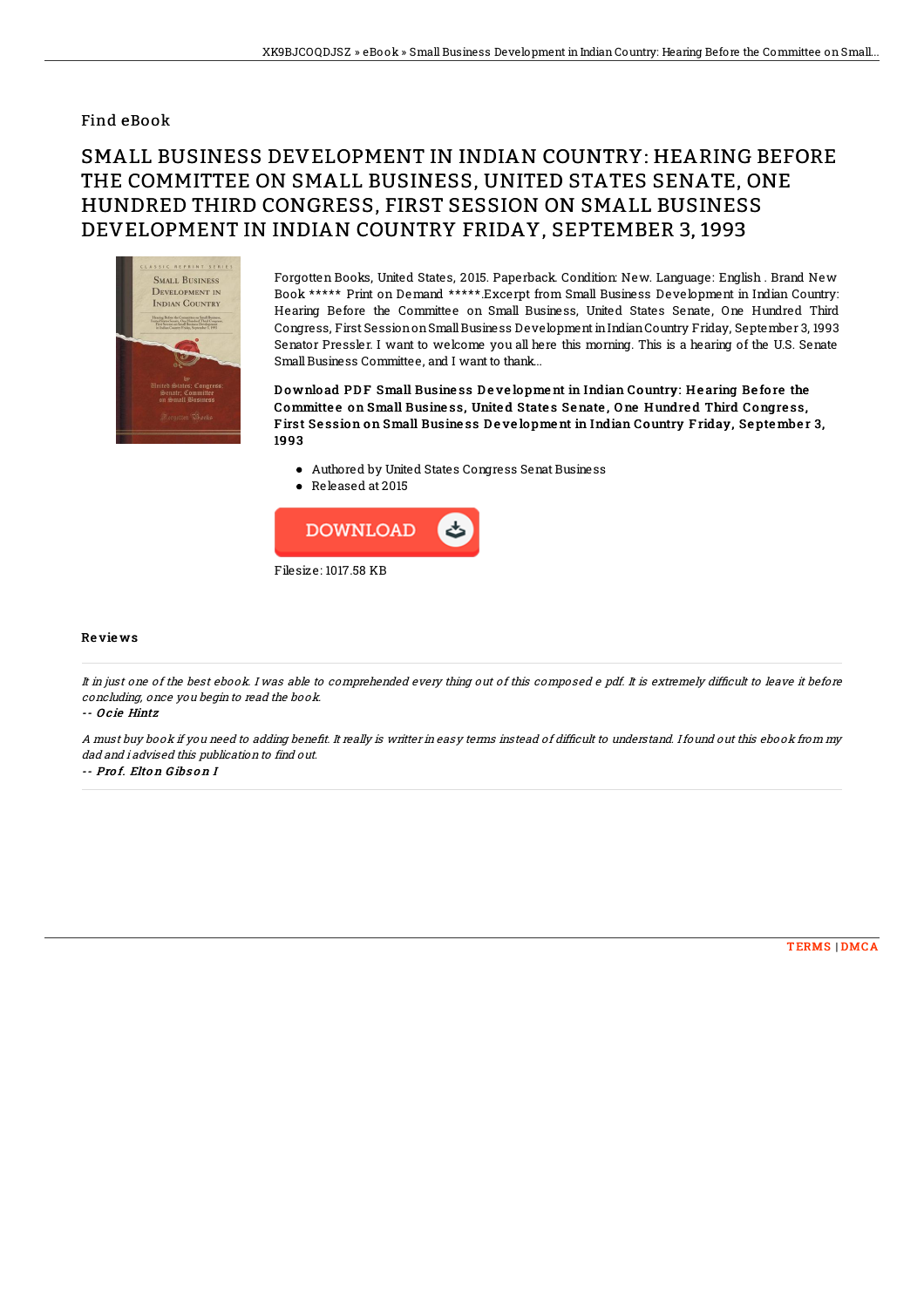Find eBook

# SMALL BUSINESS DEVELOPMENT IN INDIAN COUNTRY: HEARING BEFORE THE COMMITTEE ON SMALL BUSINESS, UNITED STATES SENATE, ONE HUNDRED THIRD CONGRESS, FIRST SESSION ON SMALL BUSINESS DEVELOPMENT IN INDIAN COUNTRY FRIDAY, SEPTEMBER 3, 1993

Forgotten Books, United States, 2015. Paperback. Condition: New. Language: English . Brand New Book ***** Print on Demand *****.Excerpt from Small Business Development in Indian Country: Hearing Before the Committee on Small Business, United States Senate, One Hundred Third Congress, First Session on Small Business Development in Indian Country Friday, September 3, 1993 Senator Pressler. I want to welcome you all here this morning. This is a hearing of the U.S. Senate Small Business Committee, and I want to thank...

**Download PDF Small Business Development in Indian Country: Hearing Before the Committee on Small Business, United States Senate, One Hundred Third Congress, First Session on Small Business Development in Indian Country Friday, September 3, 1993**

- Authored by United States Congress Senat Business
- Released at 2015

DOWNLOAD

Filesize: 1017.58 KB

## Reviews

*It in just one of the best ebook. I was able to comprehended every thing out of this composed e pdf. It is extremely difficult to leave it before concluding, once you begin to read the book.*

*-- Ocie Hintz*

*A must buy book if you need to adding benefit. It really is writter in easy terms instead of difficult to understand. I found out this ebook from my dad and i advised this publication to find out.*

*-- Prof. Elton Gibson I*

TERMS | DMCA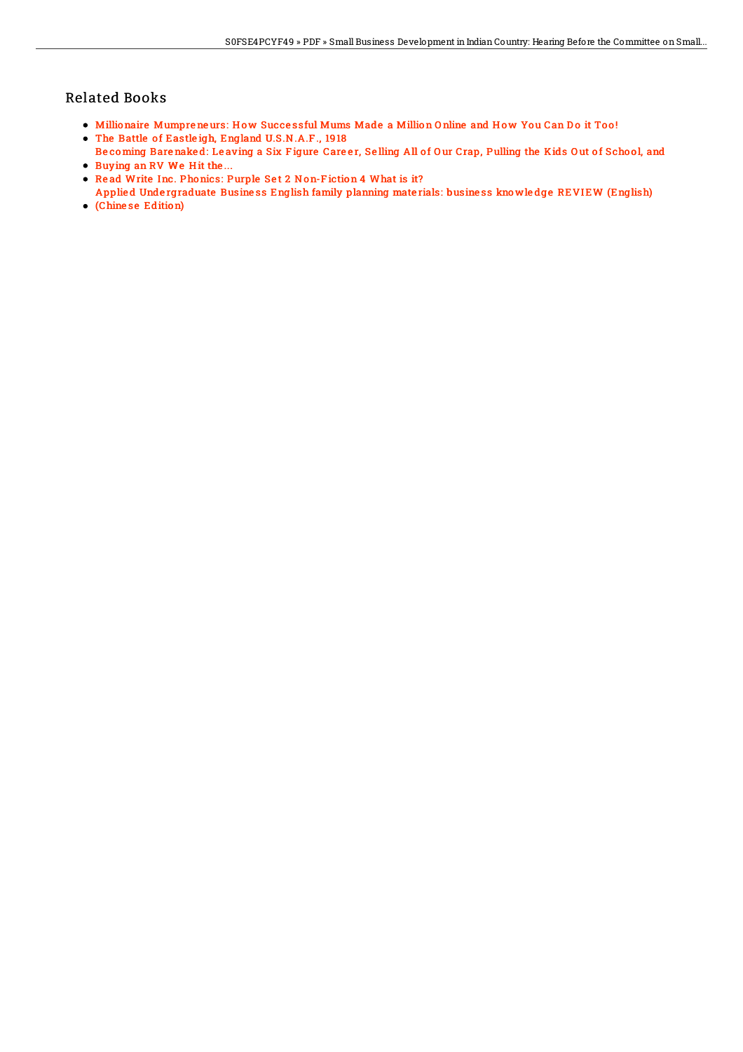## Related Books

- Millionaire Mumpreneurs: How Successful Mums Made a Million Online and How You Can Do it Too!
- The Battle of Eastleigh, England U.S.N.A.F., 1918
- Becoming Barenaked: Leaving a Six Figure Career, Selling All of Our Crap, Pulling the Kids Out of School, and Buying an RV We Hit the...
- Read Write Inc. Phonics: Purple Set 2 Non-Fiction 4 What is it?
- Applied Undergraduate Business English family planning materials: business knowledge REVIEW (English) (Chinese Edition)